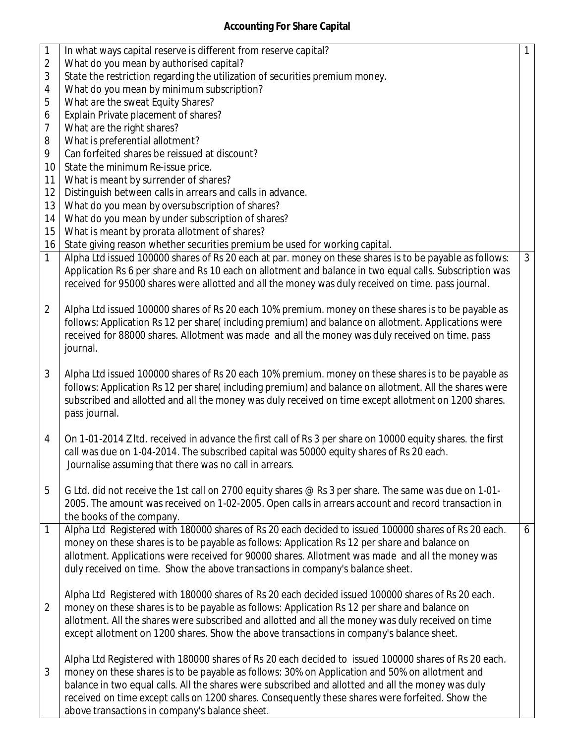## Accounting For Share Capital

| | | |
|---|---|---|
| 1 | In what ways capital reserve is different from reserve capital? | 1 |
| 2 | What do you mean by authorised capital? | |
| 3 | State the restriction regarding the utilization of securities premium money. | |
| 4 | What do you mean by minimum subscription? | |
| 5 | What are the sweat Equity Shares? | |
| 6 | Explain Private placement of shares? | |
| 7 | What are the right shares? | |
| 8 | What is preferential allotment? | |
| 9 | Can forfeited shares be reissued at discount? | |
| 10 | State the minimum Re-issue price. | |
| 11 | What is meant by surrender of shares? | |
| 12 | Distinguish between calls in arrears and calls in advance. | |
| 13 | What do you mean by oversubscription of shares? | |
| 14 | What do you mean by under subscription of shares? | |
| 15 | What is meant by prorata allotment of shares? | |
| 16 | State giving reason whether securities premium be used for working capital. | |
| 1 | Alpha Ltd issued 100000 shares of Rs 20 each at par. money on these shares is to be payable as follows: Application Rs 6 per share and Rs 10 each on allotment and balance in two equal calls. Subscription was received for 95000 shares were allotted and all the money was duly received on time. pass journal. | 3 |
| 2 | Alpha Ltd issued 100000 shares of Rs 20 each 10% premium. money on these shares is to be payable as follows: Application Rs 12 per share( including premium) and balance on allotment. Applications were received for 88000 shares. Allotment was made and all the money was duly received on time. pass journal. | |
| 3 | Alpha Ltd issued 100000 shares of Rs 20 each 10% premium. money on these shares is to be payable as follows: Application Rs 12 per share( including premium) and balance on allotment. All the shares were subscribed and allotted and all the money was duly received on time except allotment on 1200 shares. pass journal. | |
| 4 | On 1-01-2014 Z ltd. received in advance the first call of Rs 3 per share on 10000 equity shares. the first call was due on 1-04-2014. The subscribed capital was 50000 equity shares of Rs 20 each. Journalise assuming that there was no call in arrears. | |
| 5 | G Ltd. did not receive the 1st call on 2700 equity shares @ Rs 3 per share. The same was due on 1-01-2005. The amount was received on 1-02-2005. Open calls in arrears account and record transaction in the books of the company. | |
| 1 | Alpha Ltd Registered with 180000 shares of Rs 20 each decided to issued 100000 shares of Rs 20 each. money on these shares is to be payable as follows: Application Rs 12 per share and balance on allotment. Applications were received for 90000 shares. Allotment was made and all the money was duly received on time. Show the above transactions in company's balance sheet. | 6 |
| 2 | Alpha Ltd Registered with 180000 shares of Rs 20 each decided issued 100000 shares of Rs 20 each. money on these shares is to be payable as follows: Application Rs 12 per share and balance on allotment. All the shares were subscribed and allotted and all the money was duly received on time except allotment on 1200 shares. Show the above transactions in company's balance sheet. | |
| 3 | Alpha Ltd Registered with 180000 shares of Rs 20 each decided to issued 100000 shares of Rs 20 each. money on these shares is to be payable as follows: 30% on Application and 50% on allotment and balance in two equal calls. All the shares were subscribed and allotted and all the money was duly received on time except calls on 1200 shares. Consequently these shares were forfeited. Show the above transactions in company's balance sheet. | |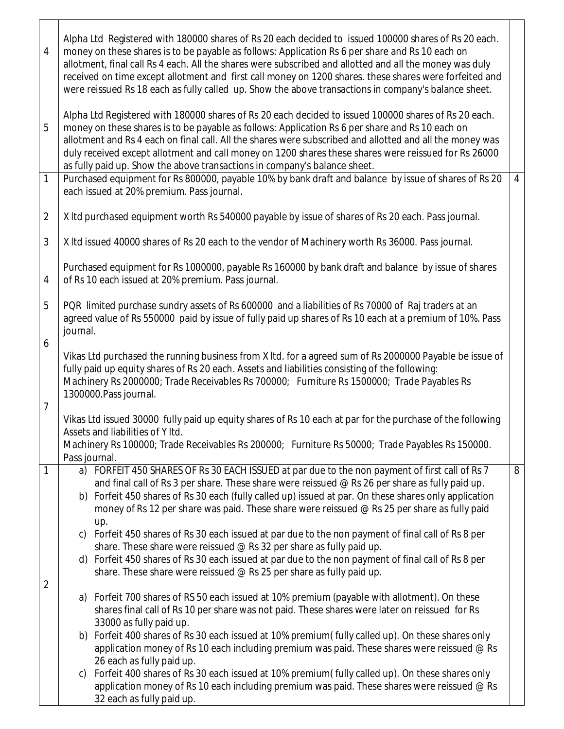| | | |
|---|---|---|
| 4 | Alpha Ltd Registered with 180000 shares of Rs 20 each decided to issued 100000 shares of Rs 20 each. money on these shares is to be payable as follows: Application Rs 6 per share and Rs 10 each on allotment, final call Rs 4 each. All the shares were subscribed and allotted and all the money was duly received on time except allotment and first call money on 1200 shares. these shares were forfeited and were reissued Rs 18 each as fully called up. Show the above transactions in company's balance sheet. | |
| 5 | Alpha Ltd Registered with 180000 shares of Rs 20 each decided to issued 100000 shares of Rs 20 each. money on these shares is to be payable as follows: Application Rs 6 per share and Rs 10 each on allotment and Rs 4 each on final call. All the shares were subscribed and allotted and all the money was duly received except allotment and call money on 1200 shares these shares were reissued for Rs 26000 as fully paid up. Show the above transactions in company's balance sheet. | |
| 1 | Purchased equipment for Rs 800000, payable 10% by bank draft and balance by issue of shares of Rs 20 each issued at 20% premium. Pass journal. | 4 |
| 2 | X ltd purchased equipment worth Rs 540000 payable by issue of shares of Rs 20 each. Pass journal. | |
| 3 | X ltd issued 40000 shares of Rs 20 each to the vendor of Machinery worth Rs 36000. Pass journal. | |
| 4 | Purchased equipment for Rs 1000000, payable Rs 160000 by bank draft and balance by issue of shares of Rs 10 each issued at 20% premium. Pass journal. | |
| 5 | PQR limited purchase sundry assets of Rs 600000 and a liabilities of Rs 70000 of Raj traders at an agreed value of Rs 550000 paid by issue of fully paid up shares of Rs 10 each at a premium of 10%. Pass journal. | |
| 6 | Vikas Ltd purchased the running business from X ltd. for a agreed sum of Rs 2000000 Payable be issue of fully paid up equity shares of Rs 20 each. Assets and liabilities consisting of the following:<br>Machinery Rs 2000000; Trade Receivables Rs 700000; Furniture Rs 1500000; Trade Payables Rs 1300000.Pass journal. | |
| 7 | Vikas Ltd issued 30000 fully paid up equity shares of Rs 10 each at par for the purchase of the following Assets and liabilities of Y ltd.<br>Machinery Rs 100000; Trade Receivables Rs 200000; Furniture Rs 50000; Trade Payables Rs 150000. Pass journal. | |
| 1 | a) FORFEIT 450 SHARES OF Rs 30 EACH ISSUED at par due to the non payment of first call of Rs 7 and final call of Rs 3 per share. These share were reissued @ Rs 26 per share as fully paid up.<br>b) Forfeit 450 shares of Rs 30 each (fully called up) issued at par. On these shares only application money of Rs 12 per share was paid. These share were reissued @ Rs 25 per share as fully paid up.<br>c) Forfeit 450 shares of Rs 30 each issued at par due to the non payment of final call of Rs 8 per share. These share were reissued @ Rs 32 per share as fully paid up.<br>d) Forfeit 450 shares of Rs 30 each issued at par due to the non payment of final call of Rs 8 per share. These share were reissued @ Rs 25 per share as fully paid up. | 8 |
| 2 | a) Forfeit 700 shares of RS 50 each issued at 10% premium (payable with allotment). On these shares final call of Rs 10 per share was not paid. These shares were later on reissued for Rs 33000 as fully paid up.<br>b) Forfeit 400 shares of Rs 30 each issued at 10% premium( fully called up). On these shares only application money of Rs 10 each including premium was paid. These shares were reissued @ Rs 26 each as fully paid up.<br>c) Forfeit 400 shares of Rs 30 each issued at 10% premium( fully called up). On these shares only application money of Rs 10 each including premium was paid. These shares were reissued @ Rs 32 each as fully paid up. | |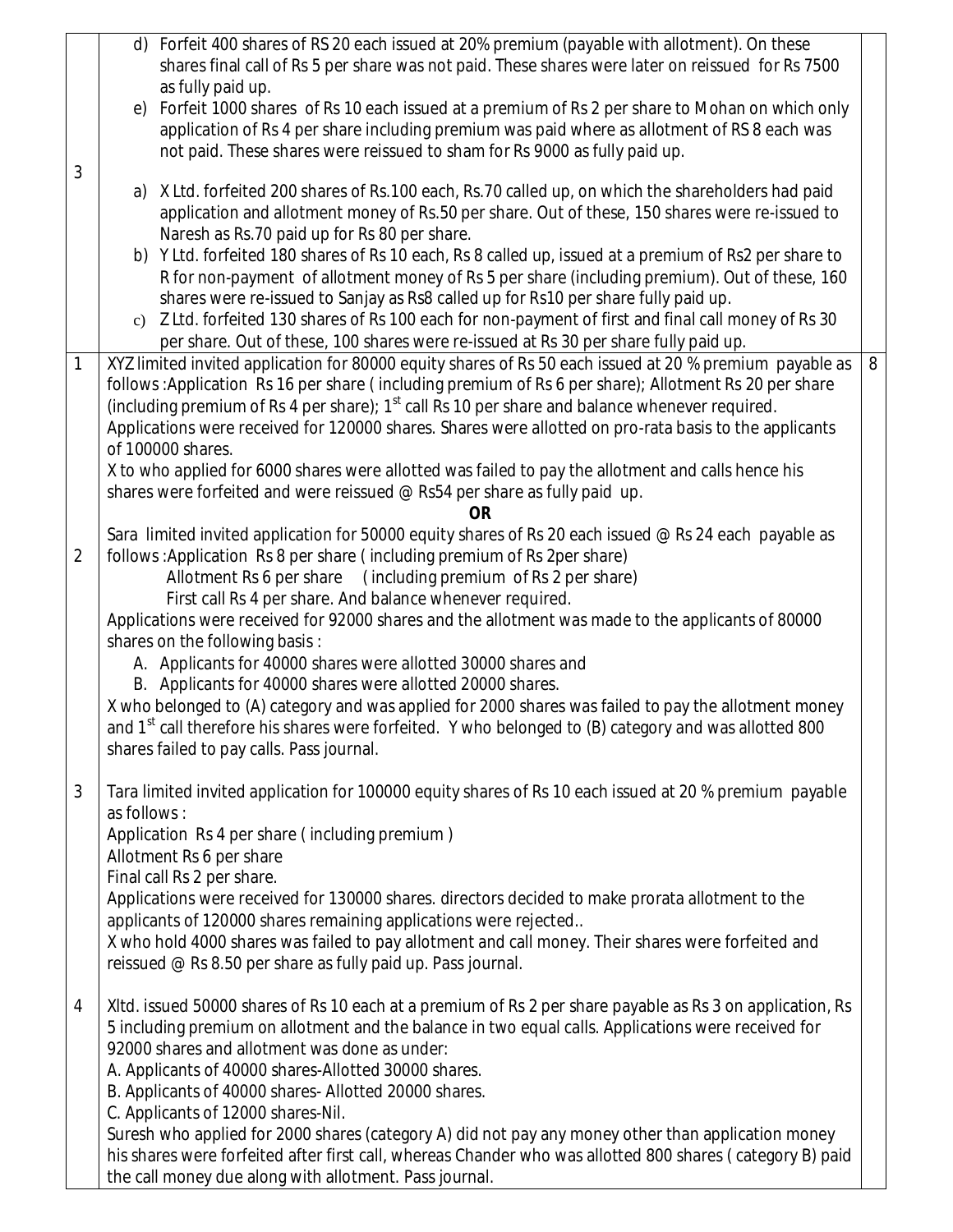d) Forfeit 400 shares of RS 20 each issued at 20% premium (payable with allotment). On these shares final call of Rs 5 per share was not paid. These shares were later on reissued for Rs 7500 as fully paid up.

e) Forfeit 1000 shares of Rs 10 each issued at a premium of Rs 2 per share to Mohan on which only application of Rs 4 per share including premium was paid where as allotment of RS 8 each was not paid. These shares were reissued to sham for Rs 9000 as fully paid up.

3

a) X Ltd. forfeited 200 shares of Rs.100 each, Rs.70 called up, on which the shareholders had paid application and allotment money of Rs.50 per share. Out of these, 150 shares were re-issued to Naresh as Rs.70 paid up for Rs 80 per share.

b) Y Ltd. forfeited 180 shares of Rs 10 each, Rs 8 called up, issued at a premium of Rs2 per share to R for non-payment of allotment money of Rs 5 per share (including premium). Out of these, 160 shares were re-issued to Sanjay as Rs8 called up for Rs10 per share fully paid up.

c) Z Ltd. forfeited 130 shares of Rs 100 each for non-payment of first and final call money of Rs 30 per share. Out of these, 100 shares were re-issued at Rs 30 per share fully paid up.

1 XYZ limited invited application for 80000 equity shares of Rs 50 each issued at 20 % premium payable as follows :Application Rs 16 per share ( including premium of Rs 6 per share); Allotment Rs 20 per share (including premium of Rs 4 per share); 1st call Rs 10 per share and balance whenever required. Applications were received for 120000 shares. Shares were allotted on pro-rata basis to the applicants of 100000 shares.
X to who applied for 6000 shares were allotted was failed to pay the allotment and calls hence his shares were forfeited and were reissued @ Rs54 per share as fully paid up. **8**

**OR**

2 Sara limited invited application for 50000 equity shares of Rs 20 each issued @ Rs 24 each payable as follows :Application Rs 8 per share ( including premium of Rs 2per share)
Allotment Rs 6 per share ( including premium of Rs 2 per share)
First call Rs 4 per share. And balance whenever required.
Applications were received for 92000 shares and the allotment was made to the applicants of 80000 shares on the following basis :

A. Applicants for 40000 shares were allotted 30000 shares and
B. Applicants for 40000 shares were allotted 20000 shares.

X who belonged to (A) category and was applied for 2000 shares was failed to pay the allotment money and 1st call therefore his shares were forfeited. Y who belonged to (B) category and was allotted 800 shares failed to pay calls. Pass journal.

3 Tara limited invited application for 100000 equity shares of Rs 10 each issued at 20 % premium payable as follows :
Application Rs 4 per share ( including premium )
Allotment Rs 6 per share
Final call Rs 2 per share.
Applications were received for 130000 shares. directors decided to make prorata allotment to the applicants of 120000 shares remaining applications were rejected..
X who hold 4000 shares was failed to pay allotment and call money. Their shares were forfeited and reissued @ Rs 8.50 per share as fully paid up. Pass journal.

4 Xltd. issued 50000 shares of Rs 10 each at a premium of Rs 2 per share payable as Rs 3 on application, Rs 5 including premium on allotment and the balance in two equal calls. Applications were received for 92000 shares and allotment was done as under:
A. Applicants of 40000 shares-Allotted 30000 shares.
B. Applicants of 40000 shares- Allotted 20000 shares.
C. Applicants of 12000 shares-Nil.
Suresh who applied for 2000 shares (category A) did not pay any money other than application money his shares were forfeited after first call, whereas Chander who was allotted 800 shares ( category B) paid the call money due along with allotment. Pass journal.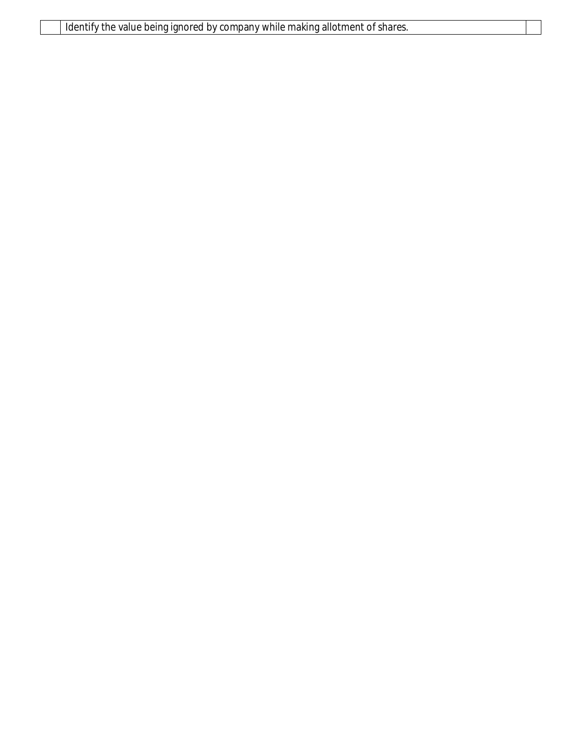| | | |
|---|---|---|
| | Identify the value being ignored by company while making allotment of shares. | |